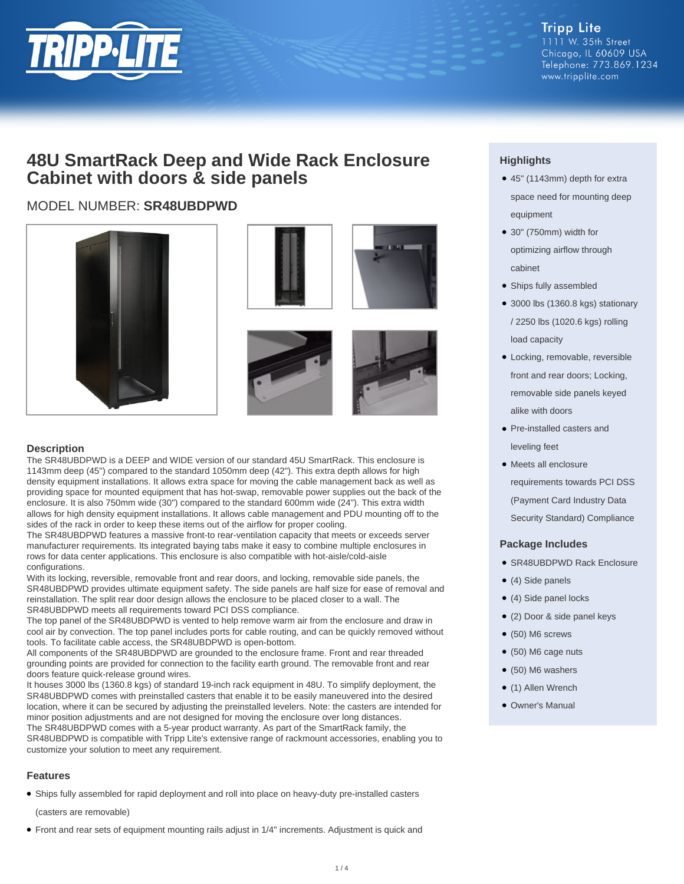Tripp Lite
1111 W. 35th Street
Chicago, IL 60609 USA
Telephone: 773.869.1234
www.tripplite.com

# 48U SmartRack Deep and Wide Rack Enclosure Cabinet with doors & side panels

MODEL NUMBER: **SR48UBDPWD**

## Description

The SR48UBDPWD is a DEEP and WIDE version of our standard 45U SmartRack. This enclosure is 1143mm deep (45") compared to the standard 1050mm deep (42"). This extra depth allows for high density equipment installations. It allows extra space for moving the cable management back as well as providing space for mounted equipment that has hot-swap, removable power supplies out the back of the enclosure. It is also 750mm wide (30") compared to the standard 600mm wide (24"). This extra width allows for high density equipment installations. It allows cable management and PDU mounting off to the sides of the rack in order to keep these items out of the airflow for proper cooling.

The SR48UBDPWD features a massive front-to rear-ventilation capacity that meets or exceeds server manufacturer requirements. Its integrated baying tabs make it easy to combine multiple enclosures in rows for data center applications. This enclosure is also compatible with hot-aisle/cold-aisle configurations.

With its locking, reversible, removable front and rear doors, and locking, removable side panels, the SR48UBDPWD provides ultimate equipment safety. The side panels are half size for ease of removal and reinstallation. The split rear door design allows the enclosure to be placed closer to a wall. The SR48UBDPWD meets all requirements toward PCI DSS compliance.

The top panel of the SR48UBDPWD is vented to help remove warm air from the enclosure and draw in cool air by convection. The top panel includes ports for cable routing, and can be quickly removed without tools. To facilitate cable access, the SR48UBDPWD is open-bottom.

All components of the SR48UBDPWD are grounded to the enclosure frame. Front and rear threaded grounding points are provided for connection to the facility earth ground. The removable front and rear doors feature quick-release ground wires.

It houses 3000 lbs (1360.8 kgs) of standard 19-inch rack equipment in 48U. To simplify deployment, the SR48UBDPWD comes with preinstalled casters that enable it to be easily maneuvered into the desired location, where it can be secured by adjusting the preinstalled levelers. Note: the casters are intended for minor position adjustments and are not designed for moving the enclosure over long distances.

The SR48UBDPWD comes with a 5-year product warranty. As part of the SmartRack family, the SR48UBDPWD is compatible with Tripp Lite's extensive range of rackmount accessories, enabling you to customize your solution to meet any requirement.

## Features

- Ships fully assembled for rapid deployment and roll into place on heavy-duty pre-installed casters (casters are removable)
- Front and rear sets of equipment mounting rails adjust in 1/4" increments. Adjustment is quick and

## Highlights

- 45" (1143mm) depth for extra space need for mounting deep equipment
- 30" (750mm) width for optimizing airflow through cabinet
- Ships fully assembled
- 3000 lbs (1360.8 kgs) stationary / 2250 lbs (1020.6 kgs) rolling load capacity
- Locking, removable, reversible front and rear doors; Locking, removable side panels keyed alike with doors
- Pre-installed casters and leveling feet
- Meets all enclosure requirements towards PCI DSS (Payment Card Industry Data Security Standard) Compliance

## Package Includes

- SR48UBDPWD Rack Enclosure
- (4) Side panels
- (4) Side panel locks
- (2) Door & side panel keys
- (50) M6 screws
- (50) M6 cage nuts
- (50) M6 washers
- (1) Allen Wrench
- Owner's Manual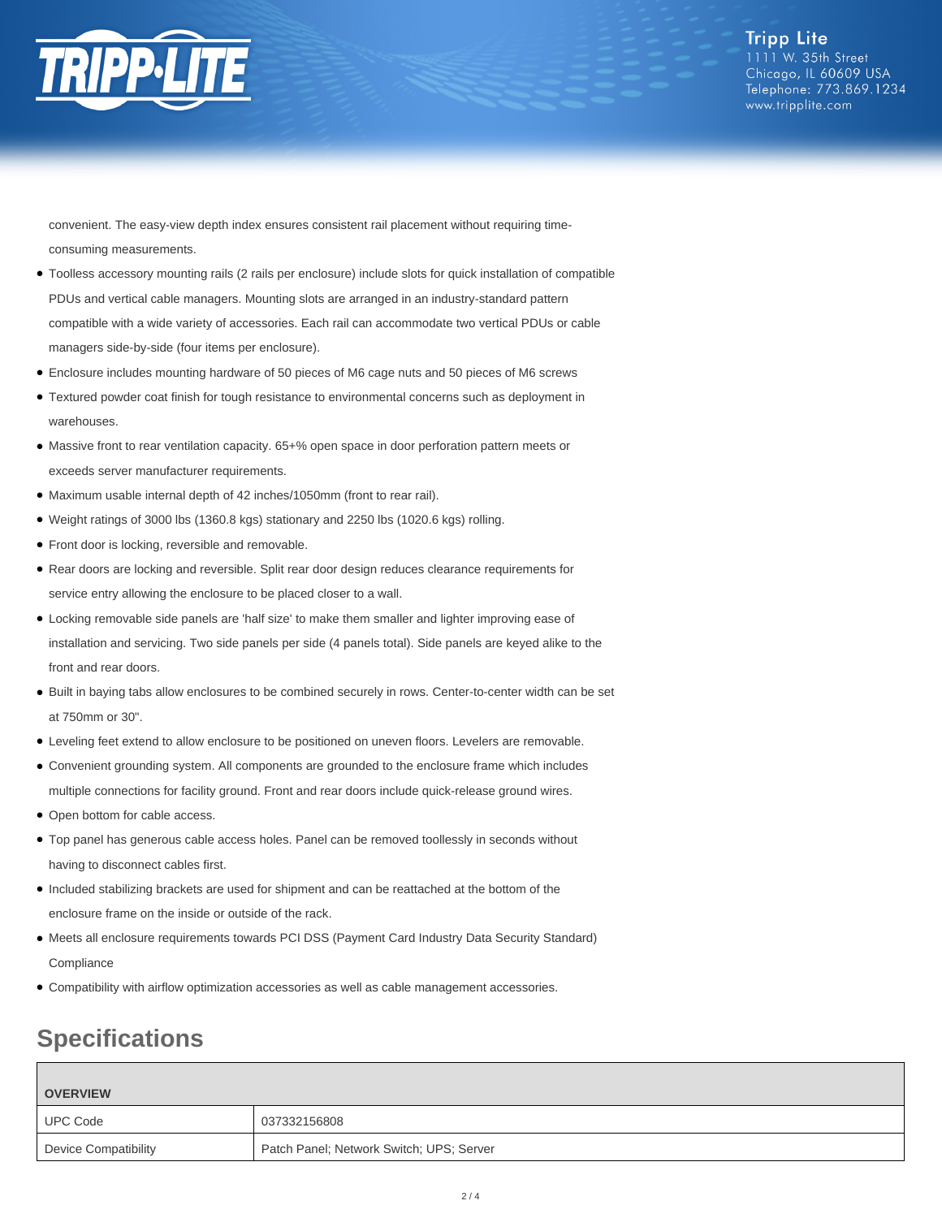convenient. The easy-view depth index ensures consistent rail placement without requiring time-consuming measurements.

- Toolless accessory mounting rails (2 rails per enclosure) include slots for quick installation of compatible PDUs and vertical cable managers. Mounting slots are arranged in an industry-standard pattern compatible with a wide variety of accessories. Each rail can accommodate two vertical PDUs or cable managers side-by-side (four items per enclosure).
- Enclosure includes mounting hardware of 50 pieces of M6 cage nuts and 50 pieces of M6 screws
- Textured powder coat finish for tough resistance to environmental concerns such as deployment in warehouses.
- Massive front to rear ventilation capacity. 65+% open space in door perforation pattern meets or exceeds server manufacturer requirements.
- Maximum usable internal depth of 42 inches/1050mm (front to rear rail).
- Weight ratings of 3000 lbs (1360.8 kgs) stationary and 2250 lbs (1020.6 kgs) rolling.
- Front door is locking, reversible and removable.
- Rear doors are locking and reversible. Split rear door design reduces clearance requirements for service entry allowing the enclosure to be placed closer to a wall.
- Locking removable side panels are 'half size' to make them smaller and lighter improving ease of installation and servicing. Two side panels per side (4 panels total). Side panels are keyed alike to the front and rear doors.
- Built in baying tabs allow enclosures to be combined securely in rows. Center-to-center width can be set at 750mm or 30".
- Leveling feet extend to allow enclosure to be positioned on uneven floors. Levelers are removable.
- Convenient grounding system. All components are grounded to the enclosure frame which includes multiple connections for facility ground. Front and rear doors include quick-release ground wires.
- Open bottom for cable access.
- Top panel has generous cable access holes. Panel can be removed toollessly in seconds without having to disconnect cables first.
- Included stabilizing brackets are used for shipment and can be reattached at the bottom of the enclosure frame on the inside or outside of the rack.
- Meets all enclosure requirements towards PCI DSS (Payment Card Industry Data Security Standard) Compliance
- Compatibility with airflow optimization accessories as well as cable management accessories.

## Specifications

| OVERVIEW | |
|---|---|
| UPC Code | 037332156808 |
| Device Compatibility | Patch Panel; Network Switch; UPS; Server |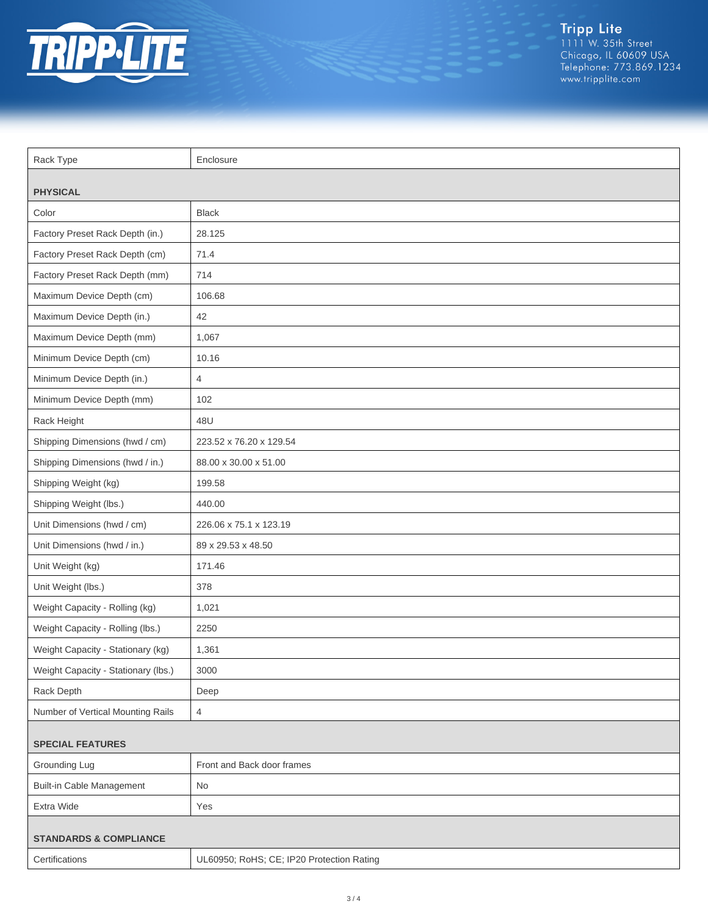| Rack Type | Enclosure |
| --- | --- |
| **PHYSICAL** | |
| Color | Black |
| Factory Preset Rack Depth (in.) | 28.125 |
| Factory Preset Rack Depth (cm) | 71.4 |
| Factory Preset Rack Depth (mm) | 714 |
| Maximum Device Depth (cm) | 106.68 |
| Maximum Device Depth (in.) | 42 |
| Maximum Device Depth (mm) | 1,067 |
| Minimum Device Depth (cm) | 10.16 |
| Minimum Device Depth (in.) | 4 |
| Minimum Device Depth (mm) | 102 |
| Rack Height | 48U |
| Shipping Dimensions (hwd / cm) | 223.52 x 76.20 x 129.54 |
| Shipping Dimensions (hwd / in.) | 88.00 x 30.00 x 51.00 |
| Shipping Weight (kg) | 199.58 |
| Shipping Weight (lbs.) | 440.00 |
| Unit Dimensions (hwd / cm) | 226.06 x 75.1 x 123.19 |
| Unit Dimensions (hwd / in.) | 89 x 29.53 x 48.50 |
| Unit Weight (kg) | 171.46 |
| Unit Weight (lbs.) | 378 |
| Weight Capacity - Rolling (kg) | 1,021 |
| Weight Capacity - Rolling (lbs.) | 2250 |
| Weight Capacity - Stationary (kg) | 1,361 |
| Weight Capacity - Stationary (lbs.) | 3000 |
| Rack Depth | Deep |
| Number of Vertical Mounting Rails | 4 |
| **SPECIAL FEATURES** | |
| Grounding Lug | Front and Back door frames |
| Built-in Cable Management | No |
| Extra Wide | Yes |
| **STANDARDS & COMPLIANCE** | |
| Certifications | UL60950; RoHS; CE; IP20 Protection Rating |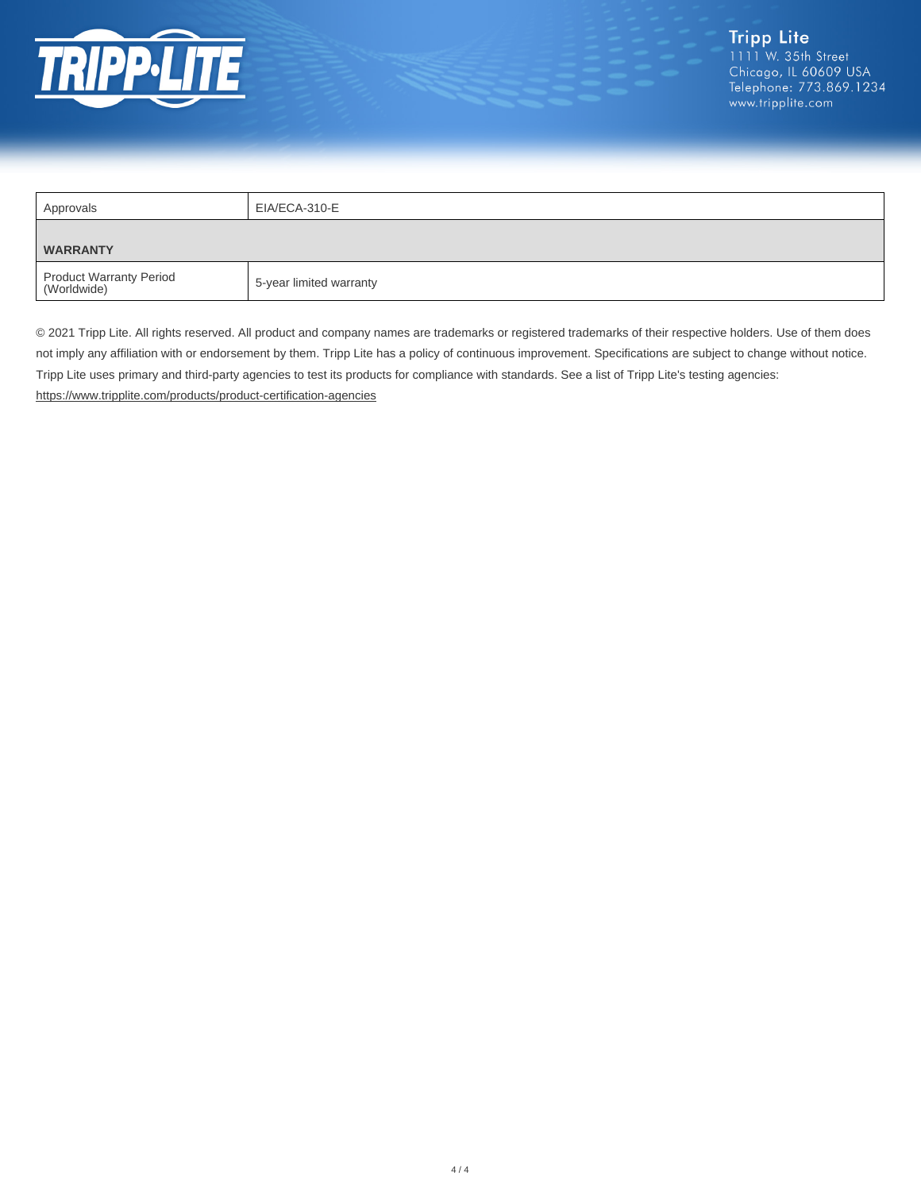| Approvals | EIA/ECA-310-E |
| --- | --- |
| **WARRANTY** | |
| Product Warranty Period (Worldwide) | 5-year limited warranty |

© 2021 Tripp Lite. All rights reserved. All product and company names are trademarks or registered trademarks of their respective holders. Use of them does not imply any affiliation with or endorsement by them. Tripp Lite has a policy of continuous improvement. Specifications are subject to change without notice. Tripp Lite uses primary and third-party agencies to test its products for compliance with standards. See a list of Tripp Lite's testing agencies: https://www.tripplite.com/products/product-certification-agencies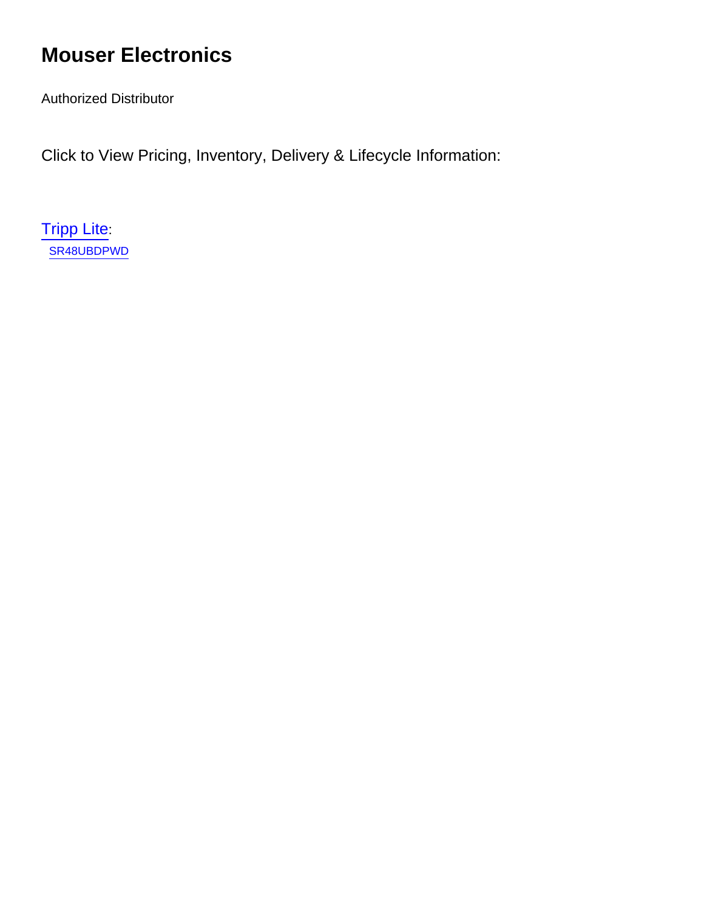# Mouser Electronics

Authorized Distributor

Click to View Pricing, Inventory, Delivery & Lifecycle Information:

Tripp Lite:

SR48UBDPWD